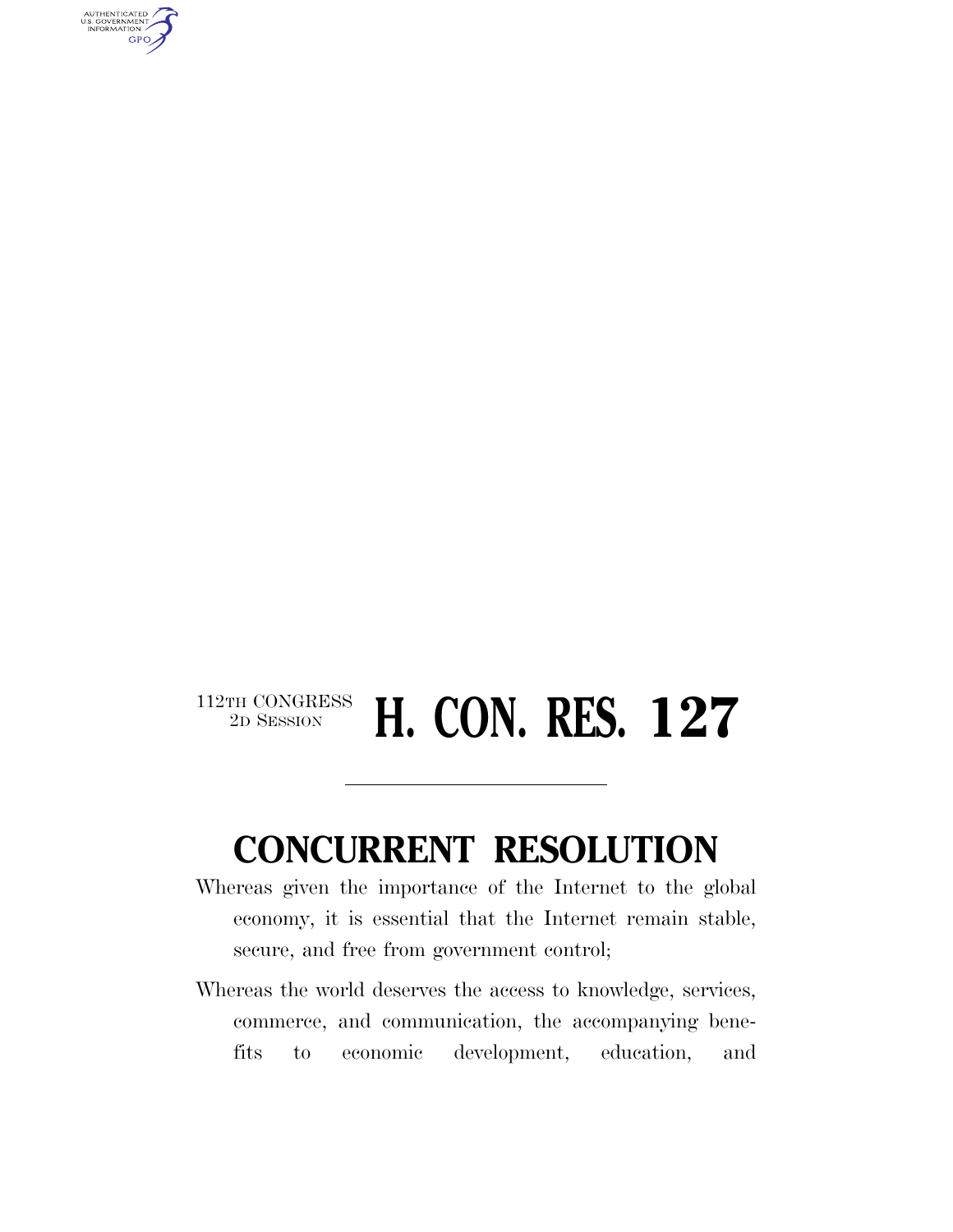112TH CONGRESS
2D SESSION

# H. CON. RES. 127

## CONCURRENT RESOLUTION

Whereas given the importance of the Internet to the global economy, it is essential that the Internet remain stable, secure, and free from government control;

Whereas the world deserves the access to knowledge, services, commerce, and communication, the accompanying benefits to economic development, education, and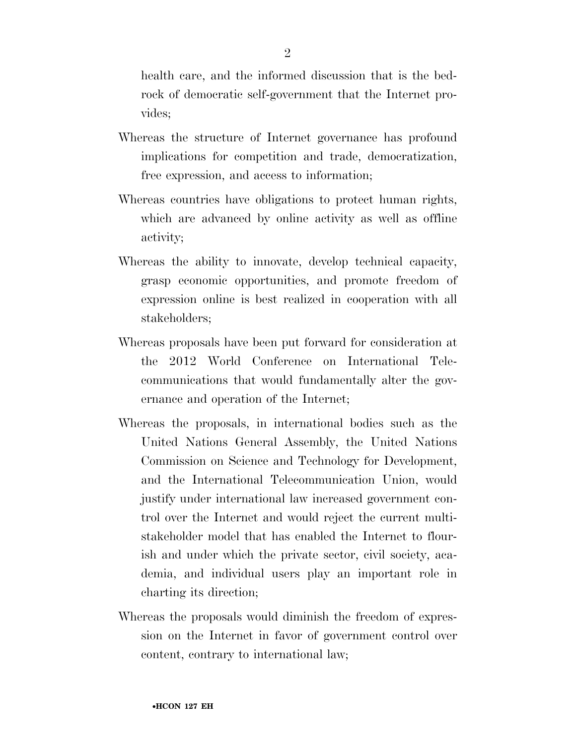health care, and the informed discussion that is the bedrock of democratic self-government that the Internet provides;

Whereas the structure of Internet governance has profound implications for competition and trade, democratization, free expression, and access to information;

Whereas countries have obligations to protect human rights, which are advanced by online activity as well as offline activity;

Whereas the ability to innovate, develop technical capacity, grasp economic opportunities, and promote freedom of expression online is best realized in cooperation with all stakeholders;

Whereas proposals have been put forward for consideration at the 2012 World Conference on International Telecommunications that would fundamentally alter the governance and operation of the Internet;

Whereas the proposals, in international bodies such as the United Nations General Assembly, the United Nations Commission on Science and Technology for Development, and the International Telecommunication Union, would justify under international law increased government control over the Internet and would reject the current multistakeholder model that has enabled the Internet to flourish and under which the private sector, civil society, academia, and individual users play an important role in charting its direction;

Whereas the proposals would diminish the freedom of expression on the Internet in favor of government control over content, contrary to international law;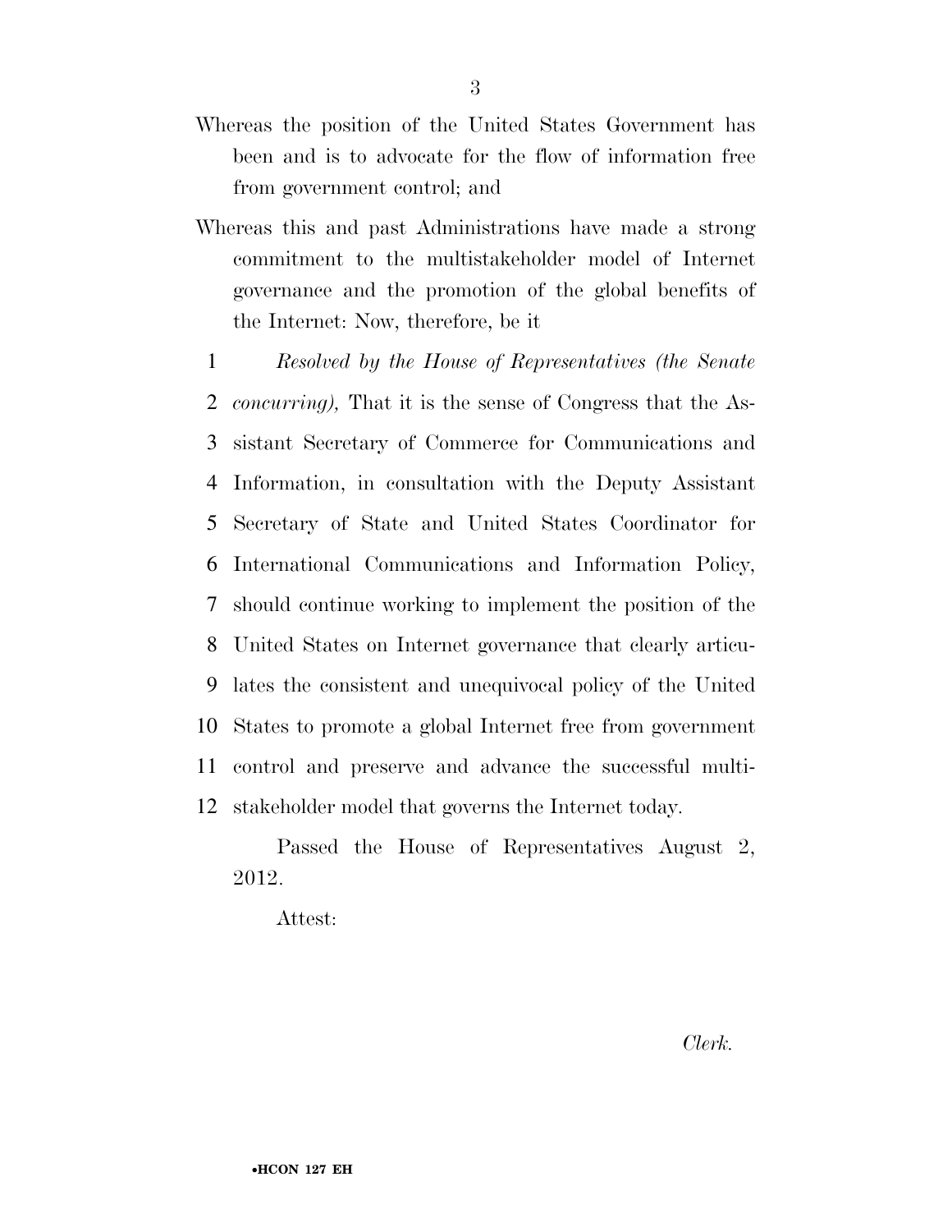Whereas the position of the United States Government has been and is to advocate for the flow of information free from government control; and

Whereas this and past Administrations have made a strong commitment to the multistakeholder model of Internet governance and the promotion of the global benefits of the Internet: Now, therefore, be it

*Resolved by the House of Representatives (the Senate concurring),* That it is the sense of Congress that the Assistant Secretary of Commerce for Communications and Information, in consultation with the Deputy Assistant Secretary of State and United States Coordinator for International Communications and Information Policy, should continue working to implement the position of the United States on Internet governance that clearly articulates the consistent and unequivocal policy of the United States to promote a global Internet free from government control and preserve and advance the successful multistakeholder model that governs the Internet today.

Passed the House of Representatives August 2, 2012.

Attest:

*Clerk.*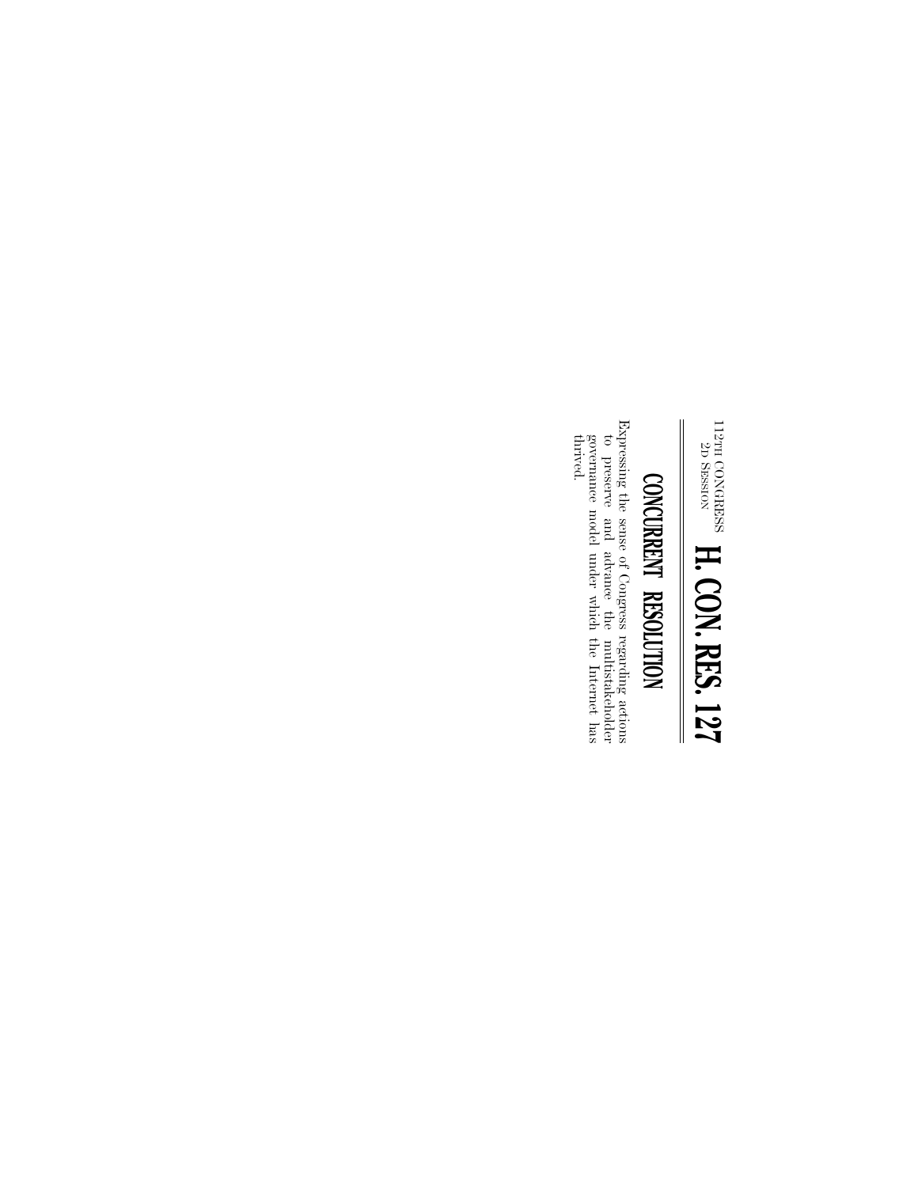112TH CONGRESS
2D SESSION

# H. CON. RES. 127

## CONCURRENT RESOLUTION

Expressing the sense of Congress regarding actions to preserve and advance the multistakeholder governance model under which the Internet has thrived.